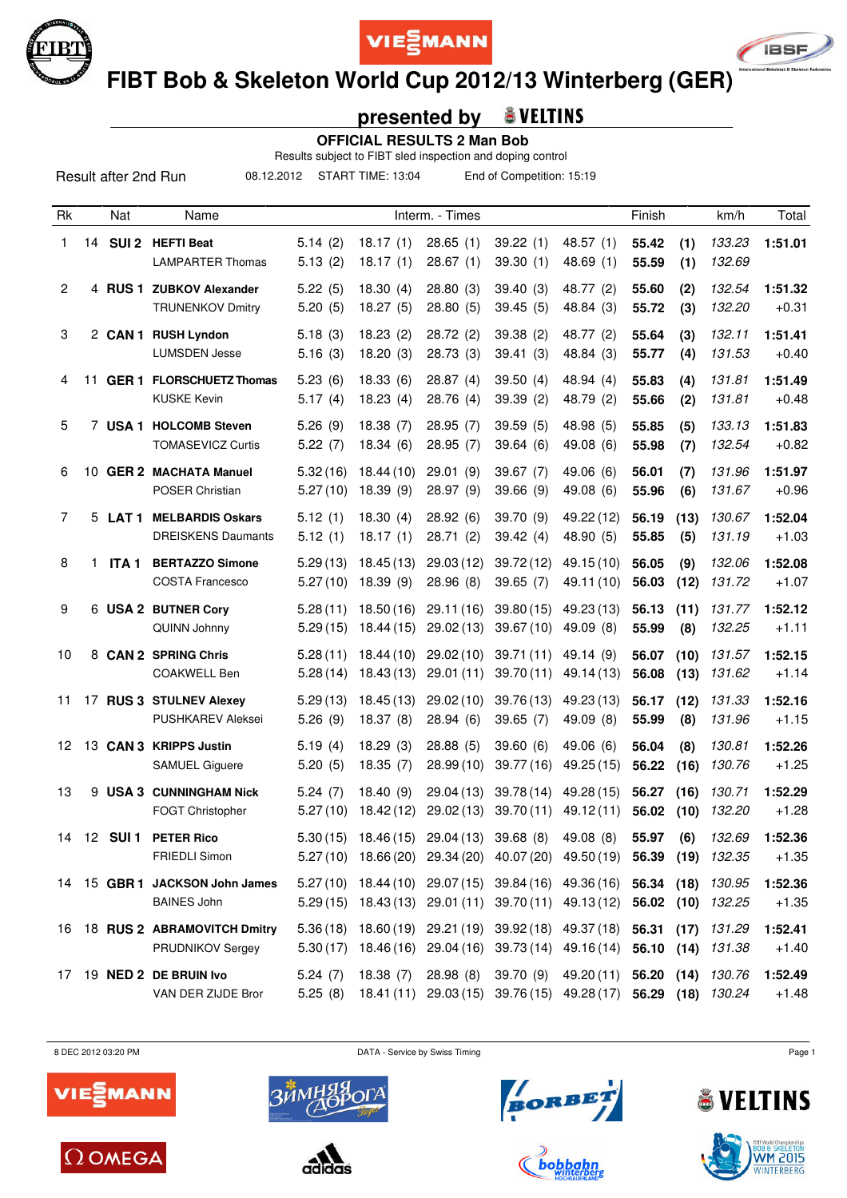# FIBT Bob & Skeleton World Cup 2012/13 Winterberg (GER)

## presented by VELTINS

### OFFICIAL RESULTS 2 Man Bob

Results subject to FIBT sled inspection and doping control

Result after 2nd Run | 08.12.2012 | START TIME: 13:04 | End of Competition: 15:19

| Rk | | Nat | Name | Interm. - Times | | | | | Finish | | km/h | Total |
|---|---|---|---|---|---|---|---|---|---|---|---|---|
| 1 | 14 | SUI 2 | **HEFTI Beat** | 5.14 (2) | 18.17 (1) | 28.65 (1) | 39.22 (1) | 48.57 (1) | **55.42** | **(1)** | *133.23* | **1:51.01** |
| | | | LAMPARTER Thomas | 5.13 (2) | 18.17 (1) | 28.67 (1) | 39.30 (1) | 48.69 (1) | **55.59** | **(1)** | *132.69* | |
| 2 | 4 | RUS 1 | **ZUBKOV Alexander** | 5.22 (5) | 18.30 (4) | 28.80 (3) | 39.40 (3) | 48.77 (2) | **55.60** | **(2)** | *132.54* | **1:51.32** |
| | | | TRUNENKOV Dmitry | 5.20 (5) | 18.27 (5) | 28.80 (5) | 39.45 (5) | 48.84 (3) | **55.72** | **(3)** | *132.20* | +0.31 |
| 3 | 2 | CAN 1 | **RUSH Lyndon** | 5.18 (3) | 18.23 (2) | 28.72 (2) | 39.38 (2) | 48.77 (2) | **55.64** | **(3)** | *132.11* | **1:51.41** |
| | | | LUMSDEN Jesse | 5.16 (3) | 18.20 (3) | 28.73 (3) | 39.41 (3) | 48.84 (3) | **55.77** | **(4)** | *131.53* | +0.40 |
| 4 | 11 | GER 1 | **FLORSCHUETZ Thomas** | 5.23 (6) | 18.33 (6) | 28.87 (4) | 39.50 (4) | 48.94 (4) | **55.83** | **(4)** | *131.81* | **1:51.49** |
| | | | KUSKE Kevin | 5.17 (4) | 18.23 (4) | 28.76 (4) | 39.39 (2) | 48.79 (2) | **55.66** | **(2)** | *131.81* | +0.48 |
| 5 | 7 | USA 1 | **HOLCOMB Steven** | 5.26 (9) | 18.38 (7) | 28.95 (7) | 39.59 (5) | 48.98 (5) | **55.85** | **(5)** | *133.13* | **1:51.83** |
| | | | TOMASEVICZ Curtis | 5.22 (7) | 18.34 (6) | 28.95 (7) | 39.64 (6) | 49.08 (6) | **55.98** | **(7)** | *132.54* | +0.82 |
| 6 | 10 | GER 2 | **MACHATA Manuel** | 5.32 (16) | 18.44 (10) | 29.01 (9) | 39.67 (7) | 49.06 (6) | **56.01** | **(7)** | *131.96* | **1:51.97** |
| | | | POSER Christian | 5.27 (10) | 18.39 (9) | 28.97 (9) | 39.66 (9) | 49.08 (6) | **55.96** | **(6)** | *131.67* | +0.96 |
| 7 | 5 | LAT 1 | **MELBARDIS Oskars** | 5.12 (1) | 18.30 (4) | 28.92 (6) | 39.70 (9) | 49.22 (12) | **56.19** | **(13)** | *130.67* | **1:52.04** |
| | | | DREISKENS Daumants | 5.12 (1) | 18.17 (1) | 28.71 (2) | 39.42 (4) | 48.90 (5) | **55.85** | **(5)** | *131.19* | +1.03 |
| 8 | 1 | ITA 1 | **BERTAZZO Simone** | 5.29 (13) | 18.45 (13) | 29.03 (12) | 39.72 (12) | 49.15 (10) | **56.05** | **(9)** | *132.06* | **1:52.08** |
| | | | COSTA Francesco | 5.27 (10) | 18.39 (9) | 28.96 (8) | 39.65 (7) | 49.11 (10) | **56.03** | **(12)** | *131.72* | +1.07 |
| 9 | 6 | USA 2 | **BUTNER Cory** | 5.28 (11) | 18.50 (16) | 29.11 (16) | 39.80 (15) | 49.23 (13) | **56.13** | **(11)** | *131.77* | **1:52.12** |
| | | | QUINN Johnny | 5.29 (15) | 18.44 (15) | 29.02 (13) | 39.67 (10) | 49.09 (8) | **55.99** | **(8)** | *132.25* | +1.11 |
| 10 | 8 | CAN 2 | **SPRING Chris** | 5.28 (11) | 18.44 (10) | 29.02 (10) | 39.71 (11) | 49.14 (9) | **56.07** | **(10)** | *131.57* | **1:52.15** |
| | | | COAKWELL Ben | 5.28 (14) | 18.43 (13) | 29.01 (11) | 39.70 (11) | 49.14 (13) | **56.08** | **(13)** | *131.62* | +1.14 |
| 11 | 17 | RUS 3 | **STULNEV Alexey** | 5.29 (13) | 18.45 (13) | 29.02 (10) | 39.76 (13) | 49.23 (13) | **56.17** | **(12)** | *131.33* | **1:52.16** |
| | | | PUSHKAREV Aleksei | 5.26 (9) | 18.37 (8) | 28.94 (6) | 39.65 (7) | 49.09 (8) | **55.99** | **(8)** | *131.96* | +1.15 |
| 12 | 13 | CAN 3 | **KRIPPS Justin** | 5.19 (4) | 18.29 (3) | 28.88 (5) | 39.60 (6) | 49.06 (6) | **56.04** | **(8)** | *130.81* | **1:52.26** |
| | | | SAMUEL Giguere | 5.20 (5) | 18.35 (7) | 28.99 (10) | 39.77 (16) | 49.25 (15) | **56.22** | **(16)** | *130.76* | +1.25 |
| 13 | 9 | USA 3 | **CUNNINGHAM Nick** | 5.24 (7) | 18.40 (9) | 29.04 (13) | 39.78 (14) | 49.28 (15) | **56.27** | **(16)** | *130.71* | **1:52.29** |
| | | | FOGT Christopher | 5.27 (10) | 18.42 (12) | 29.02 (13) | 39.70 (11) | 49.12 (11) | **56.02** | **(10)** | *132.20* | +1.28 |
| 14 | 12 | SUI 1 | **PETER Rico** | 5.30 (15) | 18.46 (15) | 29.04 (13) | 39.68 (8) | 49.08 (8) | **55.97** | **(6)** | *132.69* | **1:52.36** |
| | | | FRIEDLI Simon | 5.27 (10) | 18.66 (20) | 29.34 (20) | 40.07 (20) | 49.50 (19) | **56.39** | **(19)** | *132.35* | +1.35 |
| 14 | 15 | GBR 1 | **JACKSON John James** | 5.27 (10) | 18.44 (10) | 29.07 (15) | 39.84 (16) | 49.36 (16) | **56.34** | **(18)** | *130.95* | **1:52.36** |
| | | | BAINES John | 5.29 (15) | 18.43 (13) | 29.01 (11) | 39.70 (11) | 49.13 (12) | **56.02** | **(10)** | *132.25* | +1.35 |
| 16 | 18 | RUS 2 | **ABRAMOVITCH Dmitry** | 5.36 (18) | 18.60 (19) | 29.21 (19) | 39.92 (18) | 49.37 (18) | **56.31** | **(17)** | *131.29* | **1:52.41** |
| | | | PRUDNIKOV Sergey | 5.30 (17) | 18.46 (16) | 29.04 (16) | 39.73 (14) | 49.16 (14) | **56.10** | **(14)** | *131.38* | +1.40 |
| 17 | 19 | NED 2 | **DE BRUIN Ivo** | 5.24 (7) | 18.38 (7) | 28.98 (8) | 39.70 (9) | 49.20 (11) | **56.20** | **(14)** | *130.76* | **1:52.49** |
| | | | VAN DER ZIJDE Bror | 5.25 (8) | 18.41 (11) | 29.03 (15) | 39.76 (15) | 49.28 (17) | **56.29** | **(18)** | *130.24* | +1.48 |

8 DEC 2012 03:20 PM | DATA - Service by Swiss Timing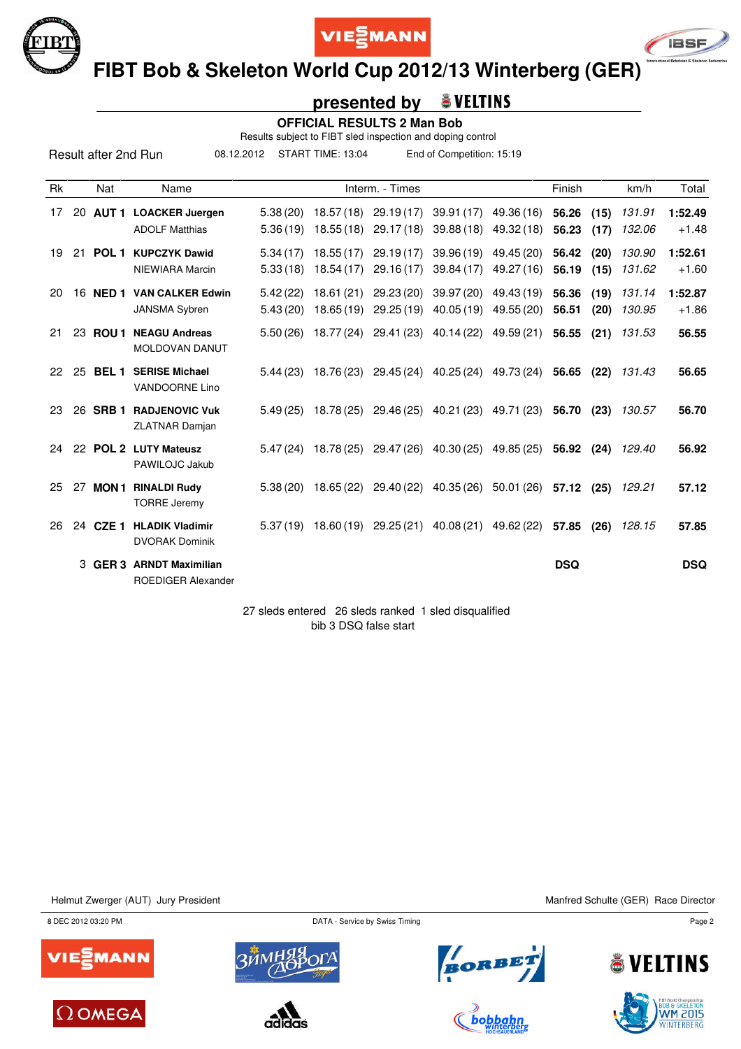# FIBT Bob & Skeleton World Cup 2012/13 Winterberg (GER)

## presented by VELTINS

### OFFICIAL RESULTS 2 Man Bob

Results subject to FIBT sled inspection and doping control

Result after 2nd Run 08.12.2012 START TIME: 13:04 End of Competition: 15:19

| Rk | | Nat | Name | Interm. - Times | | | | | Finish | | km/h | Total |
|---|---|---|---|---|---|---|---|---|---|---|---|---|
| 17 | 20 | **AUT 1** | **LOACKER Juergen** | 5.38 (20) | 18.57 (18) | 29.19 (17) | 39.91 (17) | 49.36 (16) | **56.26** | **(15)** | *131.91* | **1:52.49** |
| | | | ADOLF Matthias | 5.36 (19) | 18.55 (18) | 29.17 (18) | 39.88 (18) | 49.32 (18) | **56.23** | **(17)** | *132.06* | +1.48 |
| 19 | 21 | **POL 1** | **KUPCZYK Dawid** | 5.34 (17) | 18.55 (17) | 29.19 (17) | 39.96 (19) | 49.45 (20) | **56.42** | **(20)** | *130.90* | **1:52.61** |
| | | | NIEWIARA Marcin | 5.33 (18) | 18.54 (17) | 29.16 (17) | 39.84 (17) | 49.27 (16) | **56.19** | **(15)** | *131.62* | +1.60 |
| 20 | 16 | **NED 1** | **VAN CALKER Edwin** | 5.42 (22) | 18.61 (21) | 29.23 (20) | 39.97 (20) | 49.43 (19) | **56.36** | **(19)** | *131.14* | **1:52.87** |
| | | | JANSMA Sybren | 5.43 (20) | 18.65 (19) | 29.25 (19) | 40.05 (19) | 49.55 (20) | **56.51** | **(20)** | *130.95* | +1.86 |
| 21 | 23 | **ROU 1** | **NEAGU Andreas** | 5.50 (26) | 18.77 (24) | 29.41 (23) | 40.14 (22) | 49.59 (21) | **56.55** | **(21)** | *131.53* | **56.55** |
| | | | MOLDOVAN DANUT | | | | | | | | | |
| 22 | 25 | **BEL 1** | **SERISE Michael** | 5.44 (23) | 18.76 (23) | 29.45 (24) | 40.25 (24) | 49.73 (24) | **56.65** | **(22)** | *131.43* | **56.65** |
| | | | VANDOORNE Lino | | | | | | | | | |
| 23 | 26 | **SRB 1** | **RADJENOVIC Vuk** | 5.49 (25) | 18.78 (25) | 29.46 (25) | 40.21 (23) | 49.71 (23) | **56.70** | **(23)** | *130.57* | **56.70** |
| | | | ZLATNAR Damjan | | | | | | | | | |
| 24 | 22 | **POL 2** | **LUTY Mateusz** | 5.47 (24) | 18.78 (25) | 29.47 (26) | 40.30 (25) | 49.85 (25) | **56.92** | **(24)** | *129.40* | **56.92** |
| | | | PAWILOJC Jakub | | | | | | | | | |
| 25 | 27 | **MON 1** | **RINALDI Rudy** | 5.38 (20) | 18.65 (22) | 29.40 (22) | 40.35 (26) | 50.01 (26) | **57.12** | **(25)** | *129.21* | **57.12** |
| | | | TORRE Jeremy | | | | | | | | | |
| 26 | 24 | **CZE 1** | **HLADIK Vladimir** | 5.37 (19) | 18.60 (19) | 29.25 (21) | 40.08 (21) | 49.62 (22) | **57.85** | **(26)** | *128.15* | **57.85** |
| | | | DVORAK Dominik | | | | | | | | | |
| | 3 | **GER 3** | **ARNDT Maximilian** | | | | | | **DSQ** | | | **DSQ** |
| | | | ROEDIGER Alexander | | | | | | | | | |

27 sleds entered 26 sleds ranked 1 sled disqualified
bib 3 DSQ false start

Helmut Zwerger (AUT) Jury President

Manfred Schulte (GER) Race Director

8 DEC 2012 03:20 PM DATA - Service by Swiss Timing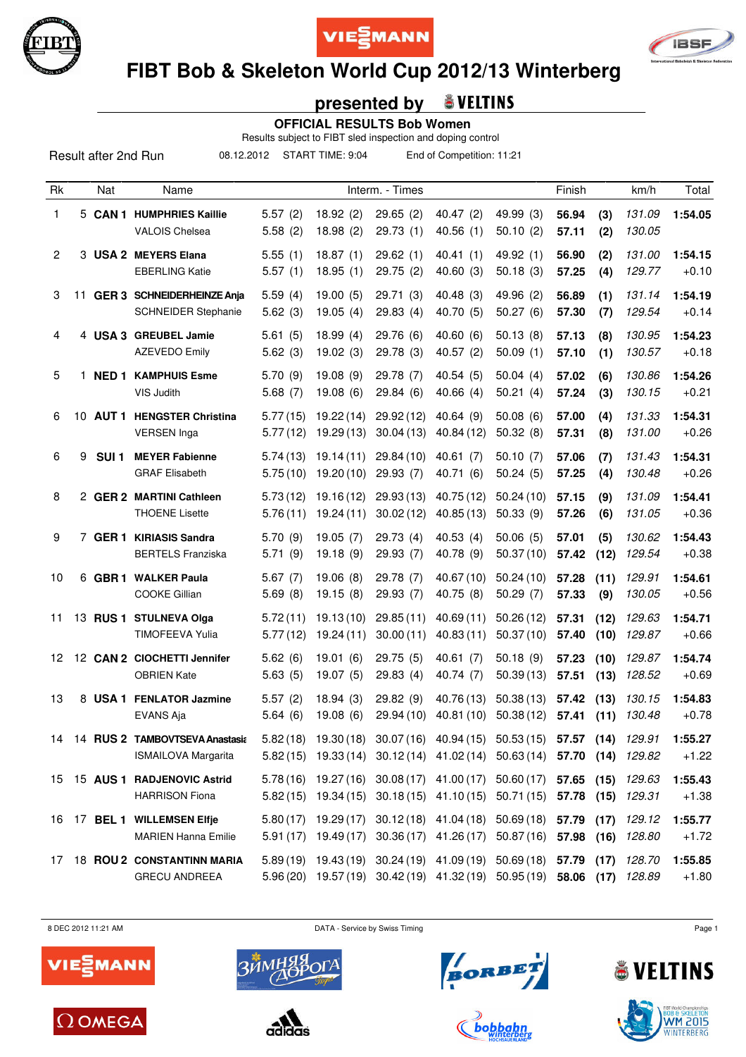# FIBT Bob & Skeleton World Cup 2012/13 Winterberg

## presented by VELTINS

### OFFICIAL RESULTS Bob Women

Results subject to FIBT sled inspection and doping control

Result after 2nd Run    08.12.2012    START TIME: 9:04    End of Competition: 11:21

| Rk | | Nat | Name | Interm. - Times | | | | Finish | | km/h | Total |
|---|---|---|---|---|---|---|---|---|---|---|---|
| 1 | 5 | CAN 1 | **HUMPHRIES Kaillie** | 5.57 (2) | 18.92 (2) | 29.65 (2) | 40.47 (2) | 49.99 (3) | **56.94** | **(3)** | *131.09* | **1:54.05** |
| | | | VALOIS Chelsea | 5.58 (2) | 18.98 (2) | 29.73 (1) | 40.56 (1) | 50.10 (2) | **57.11** | **(2)** | *130.05* | |
| 2 | 3 | USA 2 | **MEYERS Elana** | 5.55 (1) | 18.87 (1) | 29.62 (1) | 40.41 (1) | 49.92 (1) | **56.90** | **(2)** | *131.00* | **1:54.15** |
| | | | EBERLING Katie | 5.57 (1) | 18.95 (1) | 29.75 (2) | 40.60 (3) | 50.18 (3) | **57.25** | **(4)** | *129.77* | +0.10 |
| 3 | 11 | GER 3 | **SCHNEIDERHEINZE Anja** | 5.59 (4) | 19.00 (5) | 29.71 (3) | 40.48 (3) | 49.96 (2) | **56.89** | **(1)** | *131.14* | **1:54.19** |
| | | | SCHNEIDER Stephanie | 5.62 (3) | 19.05 (4) | 29.83 (4) | 40.70 (5) | 50.27 (6) | **57.30** | **(7)** | *129.54* | +0.14 |
| 4 | 4 | USA 3 | **GREUBEL Jamie** | 5.61 (5) | 18.99 (4) | 29.76 (6) | 40.60 (6) | 50.13 (8) | **57.13** | **(8)** | *130.95* | **1:54.23** |
| | | | AZEVEDO Emily | 5.62 (3) | 19.02 (3) | 29.78 (3) | 40.57 (2) | 50.09 (1) | **57.10** | **(1)** | *130.57* | +0.18 |
| 5 | 1 | NED 1 | **KAMPHUIS Esme** | 5.70 (9) | 19.08 (9) | 29.78 (7) | 40.54 (5) | 50.04 (4) | **57.02** | **(6)** | *130.86* | **1:54.26** |
| | | | VIS Judith | 5.68 (7) | 19.08 (6) | 29.84 (6) | 40.66 (4) | 50.21 (4) | **57.24** | **(3)** | *130.15* | +0.21 |
| 6 | 10 | AUT 1 | **HENGSTER Christina** | 5.77 (15) | 19.22 (14) | 29.92 (12) | 40.64 (9) | 50.08 (6) | **57.00** | **(4)** | *131.33* | **1:54.31** |
| | | | VERSEN Inga | 5.77 (12) | 19.29 (13) | 30.04 (13) | 40.84 (12) | 50.32 (8) | **57.31** | **(8)** | *131.00* | +0.26 |
| 6 | 9 | SUI 1 | **MEYER Fabienne** | 5.74 (13) | 19.14 (11) | 29.84 (10) | 40.61 (7) | 50.10 (7) | **57.06** | **(7)** | *131.43* | **1:54.31** |
| | | | GRAF Elisabeth | 5.75 (10) | 19.20 (10) | 29.93 (7) | 40.71 (6) | 50.24 (5) | **57.25** | **(4)** | *130.48* | +0.26 |
| 8 | 2 | GER 2 | **MARTINI Cathleen** | 5.73 (12) | 19.16 (12) | 29.93 (13) | 40.75 (12) | 50.24 (10) | **57.15** | **(9)** | *131.09* | **1:54.41** |
| | | | THOENE Lisette | 5.76 (11) | 19.24 (11) | 30.02 (12) | 40.85 (13) | 50.33 (9) | **57.26** | **(6)** | *131.05* | +0.36 |
| 9 | 7 | GER 1 | **KIRIASIS Sandra** | 5.70 (9) | 19.05 (7) | 29.73 (4) | 40.53 (4) | 50.06 (5) | **57.01** | **(5)** | *130.62* | **1:54.43** |
| | | | BERTELS Franziska | 5.71 (9) | 19.18 (9) | 29.93 (7) | 40.78 (9) | 50.37 (10) | **57.42** | **(12)** | *129.54* | +0.38 |
| 10 | 6 | GBR 1 | **WALKER Paula** | 5.67 (7) | 19.06 (8) | 29.78 (7) | 40.67 (10) | 50.24 (10) | **57.28** | **(11)** | *129.91* | **1:54.61** |
| | | | COOKE Gillian | 5.69 (8) | 19.15 (8) | 29.93 (7) | 40.75 (8) | 50.29 (7) | **57.33** | **(9)** | *130.05* | +0.56 |
| 11 | 13 | RUS 1 | **STULNEVA Olga** | 5.72 (11) | 19.13 (10) | 29.85 (11) | 40.69 (11) | 50.26 (12) | **57.31** | **(12)** | *129.63* | **1:54.71** |
| | | | TIMOFEEVA Yulia | 5.77 (12) | 19.24 (11) | 30.00 (11) | 40.83 (11) | 50.37 (10) | **57.40** | **(10)** | *129.87* | +0.66 |
| 12 | 12 | CAN 2 | **CIOCHETTI Jennifer** | 5.62 (6) | 19.01 (6) | 29.75 (5) | 40.61 (7) | 50.18 (9) | **57.23** | **(10)** | *129.87* | **1:54.74** |
| | | | OBRIEN Kate | 5.63 (5) | 19.07 (5) | 29.83 (4) | 40.74 (7) | 50.39 (13) | **57.51** | **(13)** | *128.52* | +0.69 |
| 13 | 8 | USA 1 | **FENLATOR Jazmine** | 5.57 (2) | 18.94 (3) | 29.82 (9) | 40.76 (13) | 50.38 (13) | **57.42** | **(13)** | *130.15* | **1:54.83** |
| | | | EVANS Aja | 5.64 (6) | 19.08 (6) | 29.94 (10) | 40.81 (10) | 50.38 (12) | **57.41** | **(11)** | *130.48* | +0.78 |
| 14 | 14 | RUS 2 | **TAMBOVTSEVA Anastasia** | 5.82 (18) | 19.30 (18) | 30.07 (16) | 40.94 (15) | 50.53 (15) | **57.57** | **(14)** | *129.91* | **1:55.27** |
| | | | ISMAILOVA Margarita | 5.82 (15) | 19.33 (14) | 30.12 (14) | 41.02 (14) | 50.63 (14) | **57.70** | **(14)** | *129.82* | +1.22 |
| 15 | 15 | AUS 1 | **RADJENOVIC Astrid** | 5.78 (16) | 19.27 (16) | 30.08 (17) | 41.00 (17) | 50.60 (17) | **57.65** | **(15)** | *129.63* | **1:55.43** |
| | | | HARRISON Fiona | 5.82 (15) | 19.34 (15) | 30.18 (15) | 41.10 (15) | 50.71 (15) | **57.78** | **(15)** | *129.31* | +1.38 |
| 16 | 17 | BEL 1 | **WILLEMSEN Elfje** | 5.80 (17) | 19.29 (17) | 30.12 (18) | 41.04 (18) | 50.69 (18) | **57.79** | **(17)** | *129.12* | **1:55.77** |
| | | | MARIEN Hanna Emilie | 5.91 (17) | 19.49 (17) | 30.36 (17) | 41.26 (17) | 50.87 (16) | **57.98** | **(16)** | *128.80* | +1.72 |
| 17 | 18 | ROU 2 | **CONSTANTINN MARIA** | 5.89 (19) | 19.43 (19) | 30.24 (19) | 41.09 (19) | 50.69 (18) | **57.79** | **(17)** | *128.70* | **1:55.85** |
| | | | GRECU ANDREEA | 5.96 (20) | 19.57 (19) | 30.42 (19) | 41.32 (19) | 50.95 (19) | **58.06** | **(17)** | *128.89* | +1.80 |

8 DEC 2012 11:21 AM    DATA - Service by Swiss Timing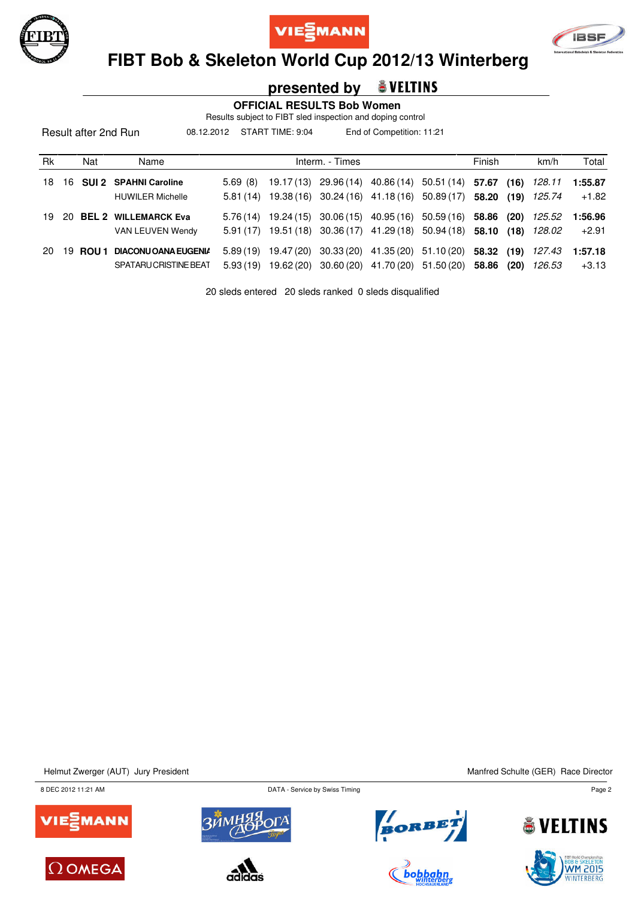# FIBT Bob & Skeleton World Cup 2012/13 Winterberg

## presented by VELTINS

### OFFICIAL RESULTS Bob Women

Results subject to FIBT sled inspection and doping control

Result after 2nd Run | 08.12.2012 | START TIME: 9:04 | End of Competition: 11:21

| Rk | | Nat | Name | Interm. - Times | | | | | Finish | | km/h | Total |
|---|---|---|---|---|---|---|---|---|---|---|---|---|
| 18 | 16 | **SUI 2** | **SPAHNI Caroline** | 5.69 (8) | 19.17 (13) | 29.96 (14) | 40.86 (14) | 50.51 (14) | **57.67** | **(16)** | *128.11* | **1:55.87** |
| | | | HUWILER Michelle | 5.81 (14) | 19.38 (16) | 30.24 (16) | 41.18 (16) | 50.89 (17) | **58.20** | **(19)** | *125.74* | +1.82 |
| 19 | 20 | **BEL 2** | **WILLEMARCK Eva** | 5.76 (14) | 19.24 (15) | 30.06 (15) | 40.95 (16) | 50.59 (16) | **58.86** | **(20)** | *125.52* | **1:56.96** |
| | | | VAN LEUVEN Wendy | 5.91 (17) | 19.51 (18) | 30.36 (17) | 41.29 (18) | 50.94 (18) | **58.10** | **(18)** | *128.02* | +2.91 |
| 20 | 19 | **ROU 1** | **DIACONU OANA EUGENIA** | 5.89 (19) | 19.47 (20) | 30.33 (20) | 41.35 (20) | 51.10 (20) | **58.32** | **(19)** | *127.43* | **1:57.18** |
| | | | SPATARU CRISTINE BEAT | 5.93 (19) | 19.62 (20) | 30.60 (20) | 41.70 (20) | 51.50 (20) | **58.86** | **(20)** | *126.53* | +3.13 |

20 sleds entered 20 sleds ranked 0 sleds disqualified

Helmut Zwerger (AUT) Jury President

Manfred Schulte (GER) Race Director

8 DEC 2012 11:21 AM

DATA - Service by Swiss Timing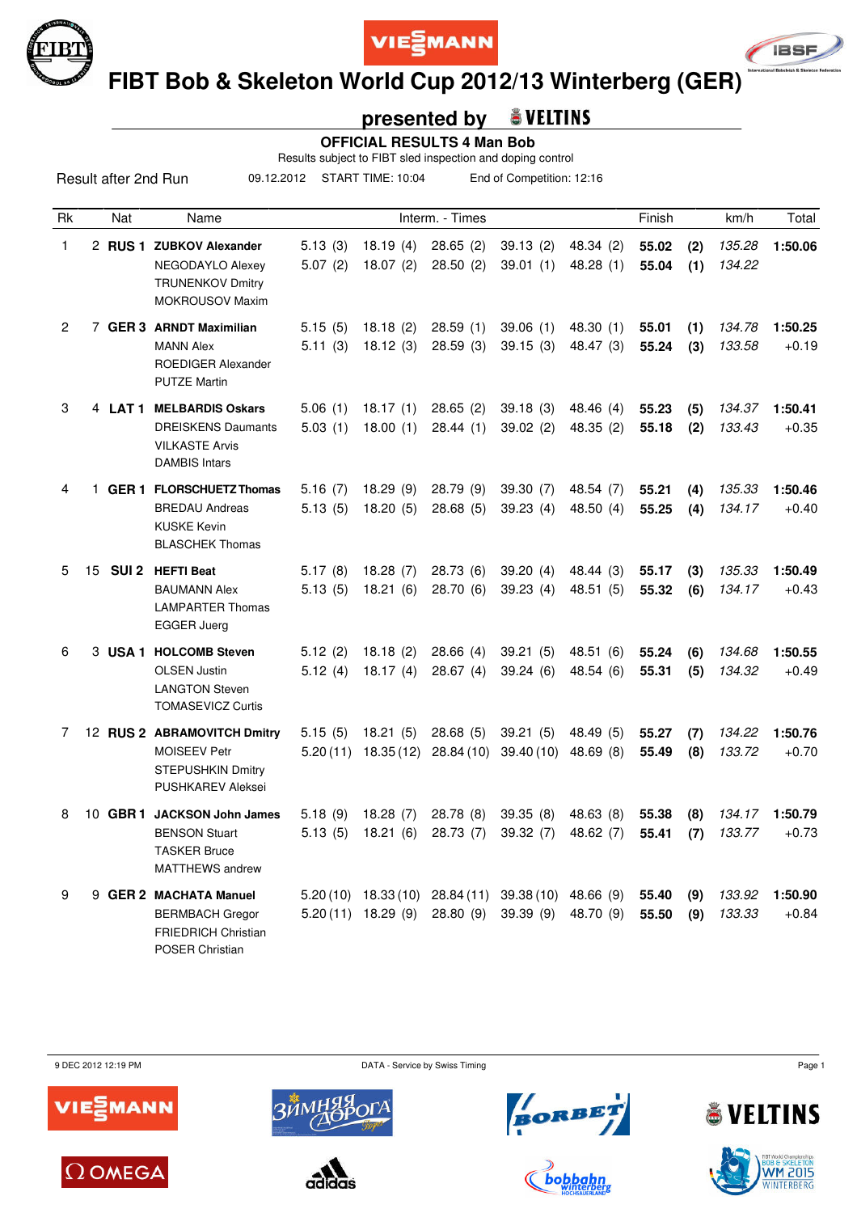# FIBT Bob & Skeleton World Cup 2012/13 Winterberg (GER)

## presented by VELTINS

### OFFICIAL RESULTS 4 Man Bob

Results subject to FIBT sled inspection and doping control

Result after 2nd Run    09.12.2012    START TIME: 10:04    End of Competition: 12:16

| Rk | | Nat | Name | Interm. - Times | | | | | Finish | | km/h | Total |
|---|---|---|---|---|---|---|---|---|---|---|---|---|
| 1 | 2 | RUS 1 | **ZUBKOV Alexander** | 5.13 (3) | 18.19 (4) | 28.65 (2) | 39.13 (2) | 48.34 (2) | **55.02** | **(2)** | *135.28* | **1:50.06** |
| | | | NEGODAYLO Alexey | 5.07 (2) | 18.07 (2) | 28.50 (2) | 39.01 (1) | 48.28 (1) | **55.04** | **(1)** | *134.22* | |
| | | | TRUNENKOV Dmitry | | | | | | | | | |
| | | | MOKROUSOV Maxim | | | | | | | | | |
| 2 | 7 | GER 3 | **ARNDT Maximilian** | 5.15 (5) | 18.18 (2) | 28.59 (1) | 39.06 (1) | 48.30 (1) | **55.01** | **(1)** | *134.78* | **1:50.25** |
| | | | MANN Alex | 5.11 (3) | 18.12 (3) | 28.59 (3) | 39.15 (3) | 48.47 (3) | **55.24** | **(3)** | *133.58* | +0.19 |
| | | | ROEDIGER Alexander | | | | | | | | | |
| | | | PUTZE Martin | | | | | | | | | |
| 3 | 4 | LAT 1 | **MELBARDIS Oskars** | 5.06 (1) | 18.17 (1) | 28.65 (2) | 39.18 (3) | 48.46 (4) | **55.23** | **(5)** | *134.37* | **1:50.41** |
| | | | DREISKENS Daumants | 5.03 (1) | 18.00 (1) | 28.44 (1) | 39.02 (2) | 48.35 (2) | **55.18** | **(2)** | *133.43* | +0.35 |
| | | | VILKASTE Arvis | | | | | | | | | |
| | | | DAMBIS Intars | | | | | | | | | |
| 4 | 1 | GER 1 | **FLORSCHUETZ Thomas** | 5.16 (7) | 18.29 (9) | 28.79 (9) | 39.30 (7) | 48.54 (7) | **55.21** | **(4)** | *135.33* | **1:50.46** |
| | | | BREDAU Andreas | 5.13 (5) | 18.20 (5) | 28.68 (5) | 39.23 (4) | 48.50 (4) | **55.25** | **(4)** | *134.17* | +0.40 |
| | | | KUSKE Kevin | | | | | | | | | |
| | | | BLASCHEK Thomas | | | | | | | | | |
| 5 | 15 | SUI 2 | **HEFTI Beat** | 5.17 (8) | 18.28 (7) | 28.73 (6) | 39.20 (4) | 48.44 (3) | **55.17** | **(3)** | *135.33* | **1:50.49** |
| | | | BAUMANN Alex | 5.13 (5) | 18.21 (6) | 28.70 (6) | 39.23 (4) | 48.51 (5) | **55.32** | **(6)** | *134.17* | +0.43 |
| | | | LAMPARTER Thomas | | | | | | | | | |
| | | | EGGER Juerg | | | | | | | | | |
| 6 | 3 | USA 1 | **HOLCOMB Steven** | 5.12 (2) | 18.18 (2) | 28.66 (4) | 39.21 (5) | 48.51 (6) | **55.24** | **(6)** | *134.68* | **1:50.55** |
| | | | OLSEN Justin | 5.12 (4) | 18.17 (4) | 28.67 (4) | 39.24 (6) | 48.54 (6) | **55.31** | **(5)** | *134.32* | +0.49 |
| | | | LANGTON Steven | | | | | | | | | |
| | | | TOMASEVICZ Curtis | | | | | | | | | |
| 7 | 12 | RUS 2 | **ABRAMOVITCH Dmitry** | 5.15 (5) | 18.21 (5) | 28.68 (5) | 39.21 (5) | 48.49 (5) | **55.27** | **(7)** | *134.22* | **1:50.76** |
| | | | MOISEEV Petr | 5.20 (11) | 18.35 (12) | 28.84 (10) | 39.40 (10) | 48.69 (8) | **55.49** | **(8)** | *133.72* | +0.70 |
| | | | STEPUSHKIN Dmitry | | | | | | | | | |
| | | | PUSHKAREV Aleksei | | | | | | | | | |
| 8 | 10 | GBR 1 | **JACKSON John James** | 5.18 (9) | 18.28 (7) | 28.78 (8) | 39.35 (8) | 48.63 (8) | **55.38** | **(8)** | *134.17* | **1:50.79** |
| | | | BENSON Stuart | 5.13 (5) | 18.21 (6) | 28.73 (7) | 39.32 (7) | 48.62 (7) | **55.41** | **(7)** | *133.77* | +0.73 |
| | | | TASKER Bruce | | | | | | | | | |
| | | | MATTHEWS andrew | | | | | | | | | |
| 9 | 9 | GER 2 | **MACHATA Manuel** | 5.20 (10) | 18.33 (10) | 28.84 (11) | 39.38 (10) | 48.66 (9) | **55.40** | **(9)** | *133.92* | **1:50.90** |
| | | | BERMBACH Gregor | 5.20 (11) | 18.29 (9) | 28.80 (9) | 39.39 (9) | 48.70 (9) | **55.50** | **(9)** | *133.33* | +0.84 |
| | | | FRIEDRICH Christian | | | | | | | | | |
| | | | POSER Christian | | | | | | | | | |

9 DEC 2012 12:19 PM    DATA - Service by Swiss Timing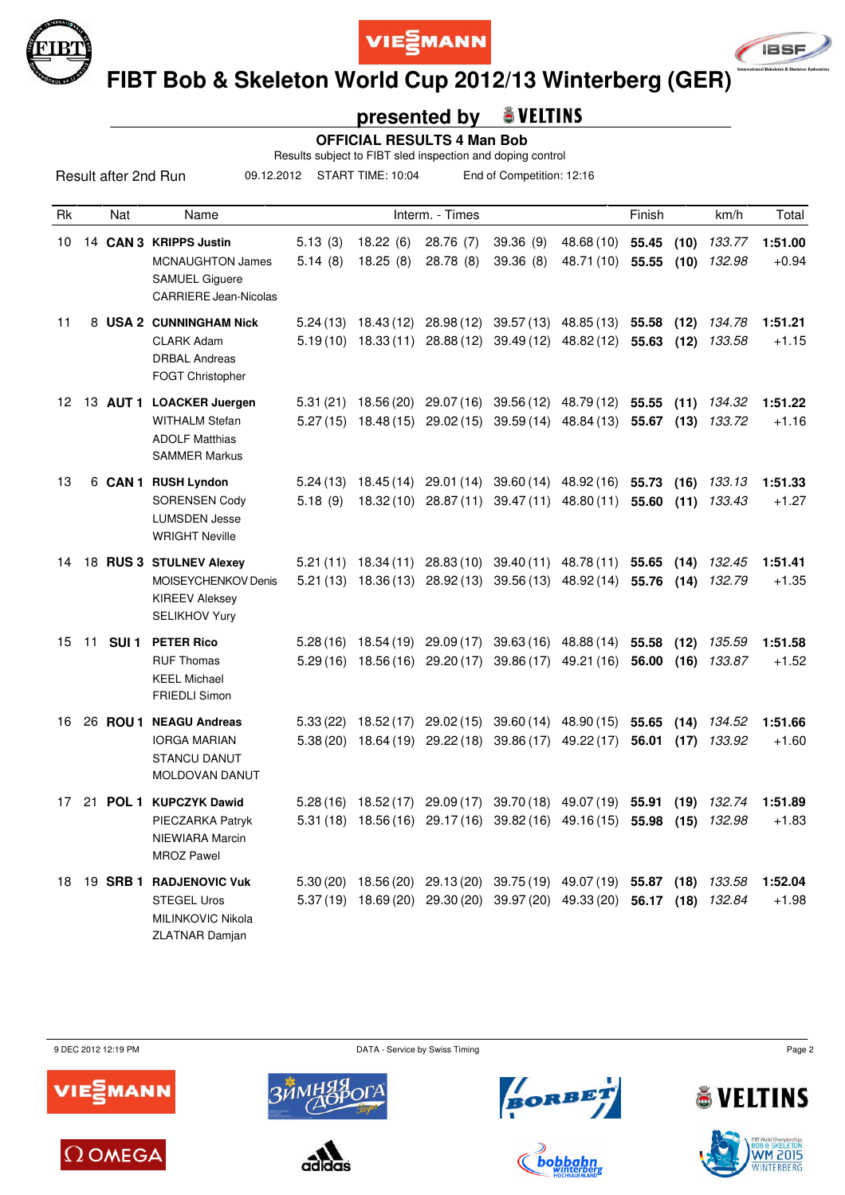# FIBT Bob & Skeleton World Cup 2012/13 Winterberg (GER)

## presented by VELTINS

**OFFICIAL RESULTS 4 Man Bob**

Results subject to FIBT sled inspection and doping control

Result after 2nd Run 09.12.2012 START TIME: 10:04 End of Competition: 12:16

| Rk | Nat | | Name | Interm. - Times | | | | | Finish | | km/h | Total |
|---|---|---|---|---|---|---|---|---|---|---|---|---|
| 10 | 14 | **CAN 3** | **KRIPPS Justin** | 5.13 (3) | 18.22 (6) | 28.76 (7) | 39.36 (9) | 48.68 (10) | **55.45** | **(10)** | *133.77* | **1:51.00** |
| | | | MCNAUGHTON James | 5.14 (8) | 18.25 (8) | 28.78 (8) | 39.36 (8) | 48.71 (10) | **55.55** | **(10)** | *132.98* | +0.94 |
| | | | SAMUEL Giguere | | | | | | | | | |
| | | | CARRIERE Jean-Nicolas | | | | | | | | | |
| 11 | 8 | **USA 2** | **CUNNINGHAM Nick** | 5.24 (13) | 18.43 (12) | 28.98 (12) | 39.57 (13) | 48.85 (13) | **55.58** | **(12)** | *134.78* | **1:51.21** |
| | | | CLARK Adam | 5.19 (10) | 18.33 (11) | 28.88 (12) | 39.49 (12) | 48.82 (12) | **55.63** | **(12)** | *133.58* | +1.15 |
| | | | DRBAL Andreas | | | | | | | | | |
| | | | FOGT Christopher | | | | | | | | | |
| 12 | 13 | **AUT 1** | **LOACKER Juergen** | 5.31 (21) | 18.56 (20) | 29.07 (16) | 39.56 (12) | 48.79 (12) | **55.55** | **(11)** | *134.32* | **1:51.22** |
| | | | WITHALM Stefan | 5.27 (15) | 18.48 (15) | 29.02 (15) | 39.59 (14) | 48.84 (13) | **55.67** | **(13)** | *133.72* | +1.16 |
| | | | ADOLF Matthias | | | | | | | | | |
| | | | SAMMER Markus | | | | | | | | | |
| 13 | 6 | **CAN 1** | **RUSH Lyndon** | 5.24 (13) | 18.45 (14) | 29.01 (14) | 39.60 (14) | 48.92 (16) | **55.73** | **(16)** | *133.13* | **1:51.33** |
| | | | SORENSEN Cody | 5.18 (9) | 18.32 (10) | 28.87 (11) | 39.47 (11) | 48.80 (11) | **55.60** | **(11)** | *133.43* | +1.27 |
| | | | LUMSDEN Jesse | | | | | | | | | |
| | | | WRIGHT Neville | | | | | | | | | |
| 14 | 18 | **RUS 3** | **STULNEV Alexey** | 5.21 (11) | 18.34 (11) | 28.83 (10) | 39.40 (11) | 48.78 (11) | **55.65** | **(14)** | *132.45* | **1:51.41** |
| | | | MOISEYCHENKOV Denis | 5.21 (13) | 18.36 (13) | 28.92 (13) | 39.56 (13) | 48.92 (14) | **55.76** | **(14)** | *132.79* | +1.35 |
| | | | KIREEV Aleksey | | | | | | | | | |
| | | | SELIKHOV Yury | | | | | | | | | |
| 15 | 11 | **SUI 1** | **PETER Rico** | 5.28 (16) | 18.54 (19) | 29.09 (17) | 39.63 (16) | 48.88 (14) | **55.58** | **(12)** | *135.59* | **1:51.58** |
| | | | RUF Thomas | 5.29 (16) | 18.56 (16) | 29.20 (17) | 39.86 (17) | 49.21 (16) | **56.00** | **(16)** | *133.87* | +1.52 |
| | | | KEEL Michael | | | | | | | | | |
| | | | FRIEDLI Simon | | | | | | | | | |
| 16 | 26 | **ROU 1** | **NEAGU Andreas** | 5.33 (22) | 18.52 (17) | 29.02 (15) | 39.60 (14) | 48.90 (15) | **55.65** | **(14)** | *134.52* | **1:51.66** |
| | | | IORGA MARIAN | 5.38 (20) | 18.64 (19) | 29.22 (18) | 39.86 (17) | 49.22 (17) | **56.01** | **(17)** | *133.92* | +1.60 |
| | | | STANCU DANUT | | | | | | | | | |
| | | | MOLDOVAN DANUT | | | | | | | | | |
| 17 | 21 | **POL 1** | **KUPCZYK Dawid** | 5.28 (16) | 18.52 (17) | 29.09 (17) | 39.70 (18) | 49.07 (19) | **55.91** | **(19)** | *132.74* | **1:51.89** |
| | | | PIECZARKA Patryk | 5.31 (18) | 18.56 (16) | 29.17 (16) | 39.82 (16) | 49.16 (15) | **55.98** | **(15)** | *132.98* | +1.83 |
| | | | NIEWIARA Marcin | | | | | | | | | |
| | | | MROZ Pawel | | | | | | | | | |
| 18 | 19 | **SRB 1** | **RADJENOVIC Vuk** | 5.30 (20) | 18.56 (20) | 29.13 (20) | 39.75 (19) | 49.07 (19) | **55.87** | **(18)** | *133.58* | **1:52.04** |
| | | | STEGEL Uros | 5.37 (19) | 18.69 (20) | 29.30 (20) | 39.97 (20) | 49.33 (20) | **56.17** | **(18)** | *132.84* | +1.98 |
| | | | MILINKOVIC Nikola | | | | | | | | | |
| | | | ZLATNAR Damjan | | | | | | | | | |

9 DEC 2012 12:19 PM DATA - Service by Swiss Timing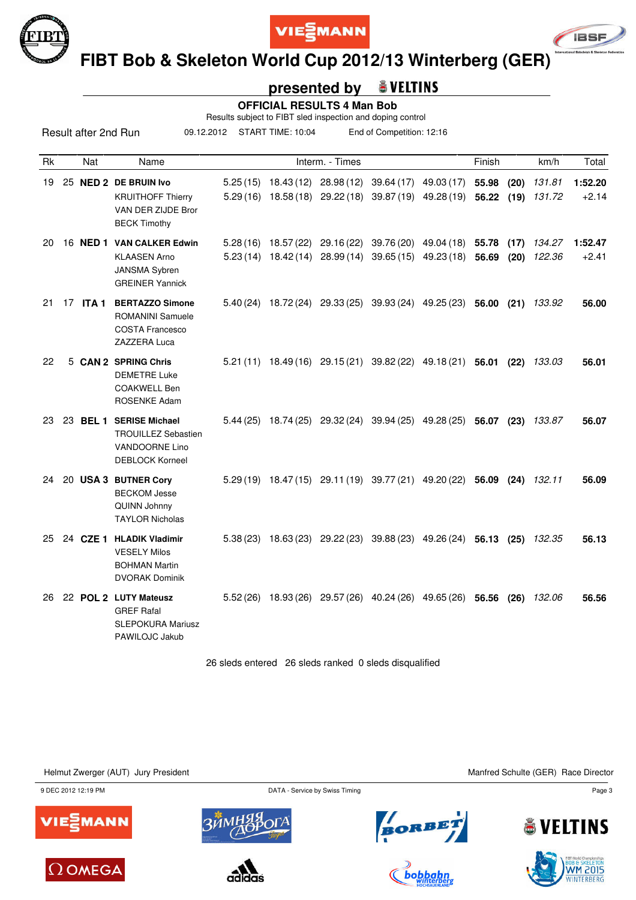# FIBT Bob & Skeleton World Cup 2012/13 Winterberg (GER)

## presented by VELTINS

### OFFICIAL RESULTS 4 Man Bob

Results subject to FIBT sled inspection and doping control

Result after 2nd Run 09.12.2012 START TIME: 10:04 End of Competition: 12:16

| Rk | | Nat | Name | Interm. - Times | | | | | Finish | | km/h | Total |
|---|---|---|---|---|---|---|---|---|---|---|---|---|
| 19 | 25 | **NED 2** | **DE BRUIN Ivo** | 5.25 (15) | 18.43 (12) | 28.98 (12) | 39.64 (17) | 49.03 (17) | **55.98** | **(20)** | *131.81* | **1:52.20** |
| | | | KRUITHOFF Thierry | 5.29 (16) | 18.58 (18) | 29.22 (18) | 39.87 (19) | 49.28 (19) | **56.22** | **(19)** | *131.72* | +2.14 |
| | | | VAN DER ZIJDE Bror | | | | | | | | | |
| | | | BECK Timothy | | | | | | | | | |
| 20 | 16 | **NED 1** | **VAN CALKER Edwin** | 5.28 (16) | 18.57 (22) | 29.16 (22) | 39.76 (20) | 49.04 (18) | **55.78** | **(17)** | *134.27* | **1:52.47** |
| | | | KLAASEN Arno | 5.23 (14) | 18.42 (14) | 28.99 (14) | 39.65 (15) | 49.23 (18) | **56.69** | **(20)** | *122.36* | +2.41 |
| | | | JANSMA Sybren | | | | | | | | | |
| | | | GREINER Yannick | | | | | | | | | |
| 21 | 17 | **ITA 1** | **BERTAZZO Simone** | 5.40 (24) | 18.72 (24) | 29.33 (25) | 39.93 (24) | 49.25 (23) | **56.00** | **(21)** | *133.92* | **56.00** |
| | | | ROMANINI Samuele | | | | | | | | | |
| | | | COSTA Francesco | | | | | | | | | |
| | | | ZAZZERA Luca | | | | | | | | | |
| 22 | 5 | **CAN 2** | **SPRING Chris** | 5.21 (11) | 18.49 (16) | 29.15 (21) | 39.82 (22) | 49.18 (21) | **56.01** | **(22)** | *133.03* | **56.01** |
| | | | DEMETRE Luke | | | | | | | | | |
| | | | COAKWELL Ben | | | | | | | | | |
| | | | ROSENKE Adam | | | | | | | | | |
| 23 | 23 | **BEL 1** | **SERISE Michael** | 5.44 (25) | 18.74 (25) | 29.32 (24) | 39.94 (25) | 49.28 (25) | **56.07** | **(23)** | *133.87* | **56.07** |
| | | | TROUILLEZ Sebastien | | | | | | | | | |
| | | | VANDOORNE Lino | | | | | | | | | |
| | | | DEBLOCK Korneel | | | | | | | | | |
| 24 | 20 | **USA 3** | **BUTNER Cory** | 5.29 (19) | 18.47 (15) | 29.11 (19) | 39.77 (21) | 49.20 (22) | **56.09** | **(24)** | *132.11* | **56.09** |
| | | | BECKOM Jesse | | | | | | | | | |
| | | | QUINN Johnny | | | | | | | | | |
| | | | TAYLOR Nicholas | | | | | | | | | |
| 25 | 24 | **CZE 1** | **HLADIK Vladimir** | 5.38 (23) | 18.63 (23) | 29.22 (23) | 39.88 (23) | 49.26 (24) | **56.13** | **(25)** | *132.35* | **56.13** |
| | | | VESELY Milos | | | | | | | | | |
| | | | BOHMAN Martin | | | | | | | | | |
| | | | DVORAK Dominik | | | | | | | | | |
| 26 | 22 | **POL 2** | **LUTY Mateusz** | 5.52 (26) | 18.93 (26) | 29.57 (26) | 40.24 (26) | 49.65 (26) | **56.56** | **(26)** | *132.06* | **56.56** |
| | | | GREF Rafal | | | | | | | | | |
| | | | SLEPOKURA Mariusz | | | | | | | | | |
| | | | PAWILOJC Jakub | | | | | | | | | |

26 sleds entered 26 sleds ranked 0 sleds disqualified

Helmut Zwerger (AUT) Jury President

Manfred Schulte (GER) Race Director

9 DEC 2012 12:19 PM

DATA - Service by Swiss Timing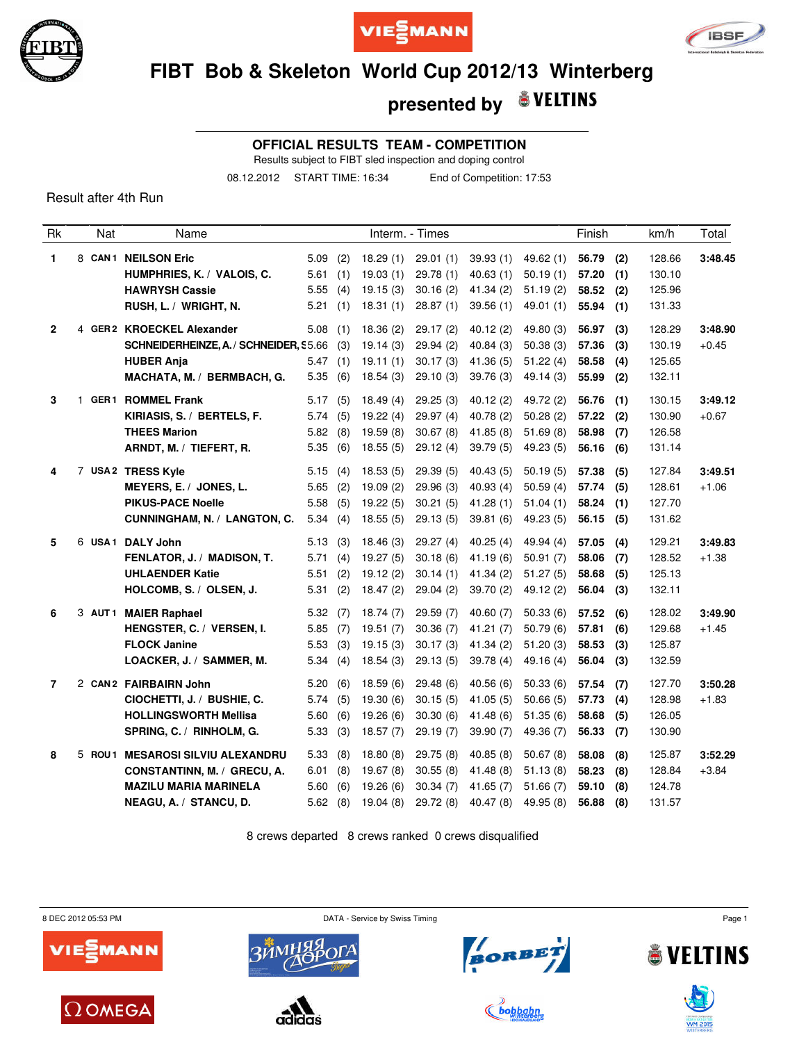# FIBT Bob & Skeleton World Cup 2012/13 Winterberg

## presented by VELTINS

### OFFICIAL RESULTS TEAM - COMPETITION

Results subject to FIBT sled inspection and doping control

08.12.2012 START TIME: 16:34 End of Competition: 17:53

Result after 4th Run

| Rk | | Nat | Name | Interm. - Times | | | | | | | | | | Finish | | km/h | Total |
|---|---|---|---|---|---|---|---|---|---|---|---|---|---|---|---|---|---|
| 1 | 8 | CAN 1 | **NEILSON Eric** | 5.09 | (2) | 18.29 | (1) | 29.01 | (1) | 39.93 | (1) | 49.62 | (1) | **56.79** | **(2)** | 128.66 | **3:48.45** |
| | | | **HUMPHRIES, K. / VALOIS, C.** | 5.61 | (1) | 19.03 | (1) | 29.78 | (1) | 40.63 | (1) | 50.19 | (1) | **57.20** | **(1)** | 130.10 | |
| | | | **HAWRYSH Cassie** | 5.55 | (4) | 19.15 | (3) | 30.16 | (2) | 41.34 | (2) | 51.19 | (2) | **58.52** | **(2)** | 125.96 | |
| | | | **RUSH, L. / WRIGHT, N.** | 5.21 | (1) | 18.31 | (1) | 28.87 | (1) | 39.56 | (1) | 49.01 | (1) | **55.94** | **(1)** | 131.33 | |
| 2 | 4 | GER 2 | **KROECKEL Alexander** | 5.08 | (1) | 18.36 | (2) | 29.17 | (2) | 40.12 | (2) | 49.80 | (3) | **56.97** | **(3)** | 128.29 | **3:48.90** |
| | | | **SCHNEIDERHEINZE, A. / SCHNEIDER, S** | 5.66 | (3) | 19.14 | (3) | 29.94 | (2) | 40.84 | (3) | 50.38 | (3) | **57.36** | **(3)** | 130.19 | +0.45 |
| | | | **HUBER Anja** | 5.47 | (1) | 19.11 | (1) | 30.17 | (3) | 41.36 | (5) | 51.22 | (4) | **58.58** | **(4)** | 125.65 | |
| | | | **MACHATA, M. / BERMBACH, G.** | 5.35 | (6) | 18.54 | (3) | 29.10 | (3) | 39.76 | (3) | 49.14 | (3) | **55.99** | **(2)** | 132.11 | |
| 3 | 1 | GER 1 | **ROMMEL Frank** | 5.17 | (5) | 18.49 | (4) | 29.25 | (3) | 40.12 | (2) | 49.72 | (2) | **56.76** | **(1)** | 130.15 | **3:49.12** |
| | | | **KIRIASIS, S. / BERTELS, F.** | 5.74 | (5) | 19.22 | (4) | 29.97 | (4) | 40.78 | (2) | 50.28 | (2) | **57.22** | **(2)** | 130.90 | +0.67 |
| | | | **THEES Marion** | 5.82 | (8) | 19.59 | (8) | 30.67 | (8) | 41.85 | (8) | 51.69 | (8) | **58.98** | **(7)** | 126.58 | |
| | | | **ARNDT, M. / TIEFERT, R.** | 5.35 | (6) | 18.55 | (5) | 29.12 | (4) | 39.79 | (5) | 49.23 | (5) | **56.16** | **(6)** | 131.14 | |
| 4 | 7 | USA 2 | **TRESS Kyle** | 5.15 | (4) | 18.53 | (5) | 29.39 | (5) | 40.43 | (5) | 50.19 | (5) | **57.38** | **(5)** | 127.84 | **3:49.51** |
| | | | **MEYERS, E. / JONES, L.** | 5.65 | (2) | 19.09 | (2) | 29.96 | (3) | 40.93 | (4) | 50.59 | (4) | **57.74** | **(5)** | 128.61 | +1.06 |
| | | | **PIKUS-PACE Noelle** | 5.58 | (5) | 19.22 | (5) | 30.21 | (5) | 41.28 | (1) | 51.04 | (1) | **58.24** | **(1)** | 127.70 | |
| | | | **CUNNINGHAM, N. / LANGTON, C.** | 5.34 | (4) | 18.55 | (5) | 29.13 | (5) | 39.81 | (6) | 49.23 | (5) | **56.15** | **(5)** | 131.62 | |
| 5 | 6 | USA 1 | **DALY John** | 5.13 | (3) | 18.46 | (3) | 29.27 | (4) | 40.25 | (4) | 49.94 | (4) | **57.05** | **(4)** | 129.21 | **3:49.83** |
| | | | **FENLATOR, J. / MADISON, T.** | 5.71 | (4) | 19.27 | (5) | 30.18 | (6) | 41.19 | (6) | 50.91 | (7) | **58.06** | **(7)** | 128.52 | +1.38 |
| | | | **UHLAENDER Katie** | 5.51 | (2) | 19.12 | (2) | 30.14 | (1) | 41.34 | (2) | 51.27 | (5) | **58.68** | **(5)** | 125.13 | |
| | | | **HOLCOMB, S. / OLSEN, J.** | 5.31 | (2) | 18.47 | (2) | 29.04 | (2) | 39.70 | (2) | 49.12 | (2) | **56.04** | **(3)** | 132.11 | |
| 6 | 3 | AUT 1 | **MAIER Raphael** | 5.32 | (7) | 18.74 | (7) | 29.59 | (7) | 40.60 | (7) | 50.33 | (6) | **57.52** | **(6)** | 128.02 | **3:49.90** |
| | | | **HENGSTER, C. / VERSEN, I.** | 5.85 | (7) | 19.51 | (7) | 30.36 | (7) | 41.21 | (7) | 50.79 | (6) | **57.81** | **(6)** | 129.68 | +1.45 |
| | | | **FLOCK Janine** | 5.53 | (3) | 19.15 | (3) | 30.17 | (3) | 41.34 | (2) | 51.20 | (3) | **58.53** | **(3)** | 125.87 | |
| | | | **LOACKER, J. / SAMMER, M.** | 5.34 | (4) | 18.54 | (3) | 29.13 | (5) | 39.78 | (4) | 49.16 | (4) | **56.04** | **(3)** | 132.59 | |
| 7 | 2 | CAN 2 | **FAIRBAIRN John** | 5.20 | (6) | 18.59 | (6) | 29.48 | (6) | 40.56 | (6) | 50.33 | (6) | **57.54** | **(7)** | 127.70 | **3:50.28** |
| | | | **CIOCHETTI, J. / BUSHIE, C.** | 5.74 | (5) | 19.30 | (6) | 30.15 | (5) | 41.05 | (5) | 50.66 | (5) | **57.73** | **(4)** | 128.98 | +1.83 |
| | | | **HOLLINGSWORTH Mellisa** | 5.60 | (6) | 19.26 | (6) | 30.30 | (6) | 41.48 | (6) | 51.35 | (6) | **58.68** | **(5)** | 126.05 | |
| | | | **SPRING, C. / RINHOLM, G.** | 5.33 | (3) | 18.57 | (7) | 29.19 | (7) | 39.90 | (7) | 49.36 | (7) | **56.33** | **(7)** | 130.90 | |
| 8 | 5 | ROU 1 | **MESAROSI SILVIU ALEXANDRU** | 5.33 | (8) | 18.80 | (8) | 29.75 | (8) | 40.85 | (8) | 50.67 | (8) | **58.08** | **(8)** | 125.87 | **3:52.29** |
| | | | **CONSTANTINN, M. / GRECU, A.** | 6.01 | (8) | 19.67 | (8) | 30.55 | (8) | 41.48 | (8) | 51.13 | (8) | **58.23** | **(8)** | 128.84 | +3.84 |
| | | | **MAZILU MARIA MARINELA** | 5.60 | (6) | 19.26 | (6) | 30.34 | (7) | 41.65 | (7) | 51.66 | (7) | **59.10** | **(8)** | 124.78 | |
| | | | **NEAGU, A. / STANCU, D.** | 5.62 | (8) | 19.04 | (8) | 29.72 | (8) | 40.47 | (8) | 49.95 | (8) | **56.88** | **(8)** | 131.57 | |

8 crews departed 8 crews ranked 0 crews disqualified

8 DEC 2012 05:53 PM DATA - Service by Swiss Timing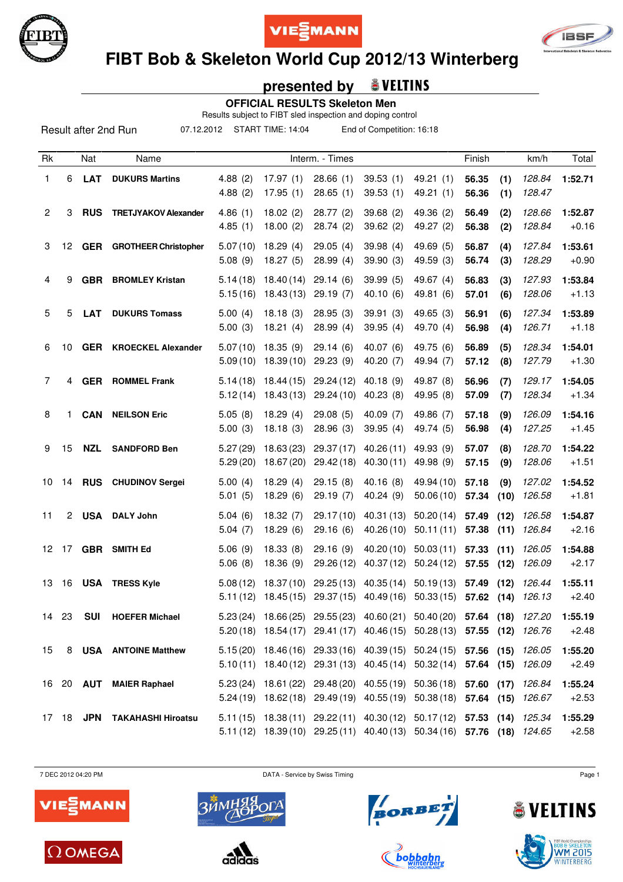# FIBT Bob & Skeleton World Cup 2012/13 Winterberg

## presented by VELTINS

**OFFICIAL RESULTS Skeleton Men**

Results subject to FIBT sled inspection and doping control

Result after 2nd Run    07.12.2012    START TIME: 14:04    End of Competition: 16:18

| Rk | | Nat | Name | Interm. - Times | | | | | Finish | | km/h | Total |
|---|---|---|---|---|---|---|---|---|---|---|---|---|
| 1 | 6 | **LAT** | **DUKURS Martins** | 4.88 (2) | 17.97 (1) | 28.66 (1) | 39.53 (1) | 49.21 (1) | **56.35** | **(1)** | *128.84* | **1:52.71** |
| | | | | 4.88 (2) | 17.95 (1) | 28.65 (1) | 39.53 (1) | 49.21 (1) | **56.36** | **(1)** | *128.47* | |
| 2 | 3 | **RUS** | **TRETJYAKOV Alexander** | 4.86 (1) | 18.02 (2) | 28.77 (2) | 39.68 (2) | 49.36 (2) | **56.49** | **(2)** | *128.66* | **1:52.87** |
| | | | | 4.85 (1) | 18.00 (2) | 28.74 (2) | 39.62 (2) | 49.27 (2) | **56.38** | **(2)** | *128.84* | +0.16 |
| 3 | 12 | **GER** | **GROTHEER Christopher** | 5.07 (10) | 18.29 (4) | 29.05 (4) | 39.98 (4) | 49.69 (5) | **56.87** | **(4)** | *127.84* | **1:53.61** |
| | | | | 5.08 (9) | 18.27 (5) | 28.99 (4) | 39.90 (3) | 49.59 (3) | **56.74** | **(3)** | *128.29* | +0.90 |
| 4 | 9 | **GBR** | **BROMLEY Kristan** | 5.14 (18) | 18.40 (14) | 29.14 (6) | 39.99 (5) | 49.67 (4) | **56.83** | **(3)** | *127.93* | **1:53.84** |
| | | | | 5.15 (16) | 18.43 (13) | 29.19 (7) | 40.10 (6) | 49.81 (6) | **57.01** | **(6)** | *128.06* | +1.13 |
| 5 | 5 | **LAT** | **DUKURS Tomass** | 5.00 (4) | 18.18 (3) | 28.95 (3) | 39.91 (3) | 49.65 (3) | **56.91** | **(6)** | *127.34* | **1:53.89** |
| | | | | 5.00 (3) | 18.21 (4) | 28.99 (4) | 39.95 (4) | 49.70 (4) | **56.98** | **(4)** | *126.71* | +1.18 |
| 6 | 10 | **GER** | **KROECKEL Alexander** | 5.07 (10) | 18.35 (9) | 29.14 (6) | 40.07 (6) | 49.75 (6) | **56.89** | **(5)** | *128.34* | **1:54.01** |
| | | | | 5.09 (10) | 18.39 (10) | 29.23 (9) | 40.20 (7) | 49.94 (7) | **57.12** | **(8)** | *127.79* | +1.30 |
| 7 | 4 | **GER** | **ROMMEL Frank** | 5.14 (18) | 18.44 (15) | 29.24 (12) | 40.18 (9) | 49.87 (8) | **56.96** | **(7)** | *129.17* | **1:54.05** |
| | | | | 5.12 (14) | 18.43 (13) | 29.24 (10) | 40.23 (8) | 49.95 (8) | **57.09** | **(7)** | *128.34* | +1.34 |
| 8 | 1 | **CAN** | **NEILSON Eric** | 5.05 (8) | 18.29 (4) | 29.08 (5) | 40.09 (7) | 49.86 (7) | **57.18** | **(9)** | *126.09* | **1:54.16** |
| | | | | 5.00 (3) | 18.18 (3) | 28.96 (3) | 39.95 (4) | 49.74 (5) | **56.98** | **(4)** | *127.25* | +1.45 |
| 9 | 15 | **NZL** | **SANDFORD Ben** | 5.27 (29) | 18.63 (23) | 29.37 (17) | 40.26 (11) | 49.93 (9) | **57.07** | **(8)** | *128.70* | **1:54.22** |
| | | | | 5.29 (20) | 18.67 (20) | 29.42 (18) | 40.30 (11) | 49.98 (9) | **57.15** | **(9)** | *128.06* | +1.51 |
| 10 | 14 | **RUS** | **CHUDINOV Sergei** | 5.00 (4) | 18.29 (4) | 29.15 (8) | 40.16 (8) | 49.94 (10) | **57.18** | **(9)** | *127.02* | **1:54.52** |
| | | | | 5.01 (5) | 18.29 (6) | 29.19 (7) | 40.24 (9) | 50.06 (10) | **57.34** | **(10)** | *126.58* | +1.81 |
| 11 | 2 | **USA** | **DALY John** | 5.04 (6) | 18.32 (7) | 29.17 (10) | 40.31 (13) | 50.20 (14) | **57.49** | **(12)** | *126.58* | **1:54.87** |
| | | | | 5.04 (7) | 18.29 (6) | 29.16 (6) | 40.26 (10) | 50.11 (11) | **57.38** | **(11)** | *126.84* | +2.16 |
| 12 | 17 | **GBR** | **SMITH Ed** | 5.06 (9) | 18.33 (8) | 29.16 (9) | 40.20 (10) | 50.03 (11) | **57.33** | **(11)** | *126.05* | **1:54.88** |
| | | | | 5.06 (8) | 18.36 (9) | 29.26 (12) | 40.37 (12) | 50.24 (12) | **57.55** | **(12)** | *126.09* | +2.17 |
| 13 | 16 | **USA** | **TRESS Kyle** | 5.08 (12) | 18.37 (10) | 29.25 (13) | 40.35 (14) | 50.19 (13) | **57.49** | **(12)** | *126.44* | **1:55.11** |
| | | | | 5.11 (12) | 18.45 (15) | 29.37 (15) | 40.49 (16) | 50.33 (15) | **57.62** | **(14)** | *126.13* | +2.40 |
| 14 | 23 | **SUI** | **HOEFER Michael** | 5.23 (24) | 18.66 (25) | 29.55 (23) | 40.60 (21) | 50.40 (20) | **57.64** | **(18)** | *127.20* | **1:55.19** |
| | | | | 5.20 (18) | 18.54 (17) | 29.41 (17) | 40.46 (15) | 50.28 (13) | **57.55** | **(12)** | *126.76* | +2.48 |
| 15 | 8 | **USA** | **ANTOINE Matthew** | 5.15 (20) | 18.46 (16) | 29.33 (16) | 40.39 (15) | 50.24 (15) | **57.56** | **(15)** | *126.05* | **1:55.20** |
| | | | | 5.10 (11) | 18.40 (12) | 29.31 (13) | 40.45 (14) | 50.32 (14) | **57.64** | **(15)** | *126.09* | +2.49 |
| 16 | 20 | **AUT** | **MAIER Raphael** | 5.23 (24) | 18.61 (22) | 29.48 (20) | 40.55 (19) | 50.36 (18) | **57.60** | **(17)** | *126.84* | **1:55.24** |
| | | | | 5.24 (19) | 18.62 (18) | 29.49 (19) | 40.55 (19) | 50.38 (18) | **57.64** | **(15)** | *126.67* | +2.53 |
| 17 | 18 | **JPN** | **TAKAHASHI Hiroatsu** | 5.11 (15) | 18.38 (11) | 29.22 (11) | 40.30 (12) | 50.17 (12) | **57.53** | **(14)** | *125.34* | **1:55.29** |
| | | | | 5.11 (12) | 18.39 (10) | 29.25 (11) | 40.40 (13) | 50.34 (16) | **57.76** | **(18)** | *124.65* | +2.58 |

7 DEC 2012 04:20 PM    DATA - Service by Swiss Timing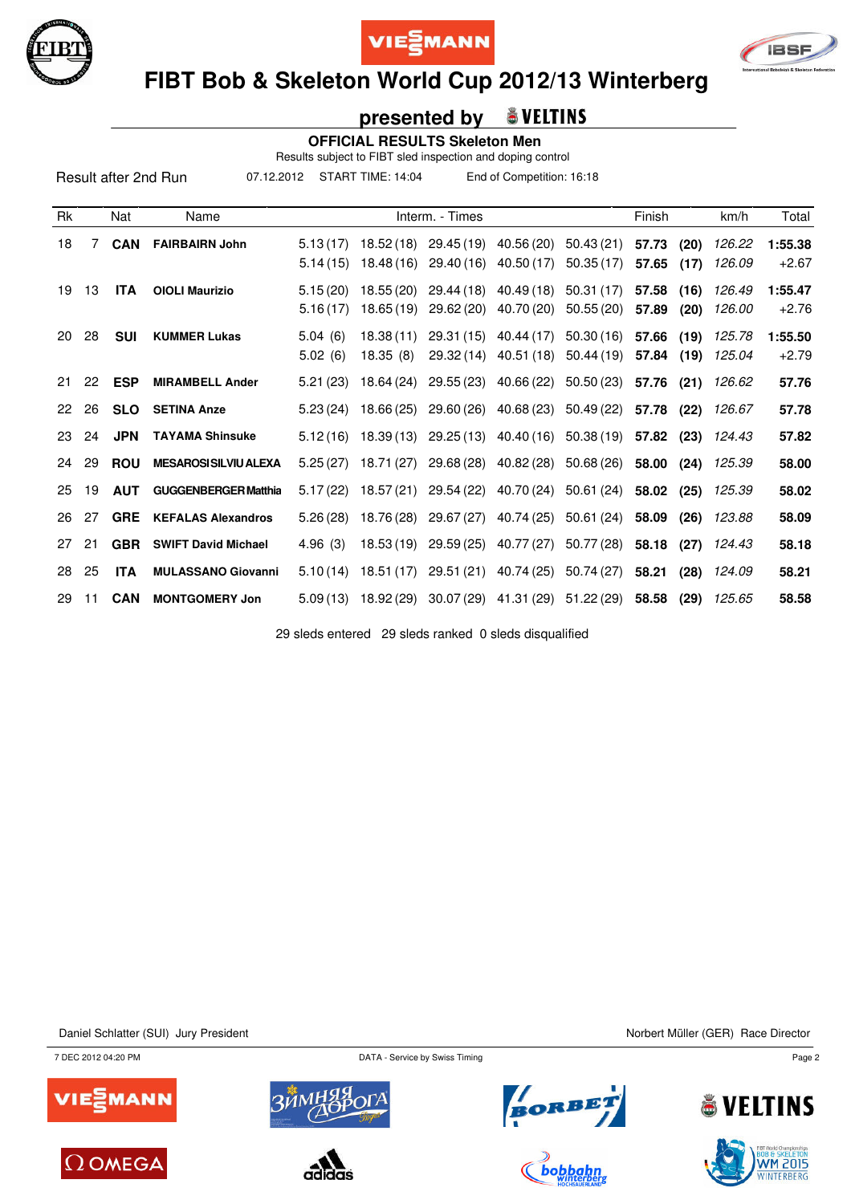# FIBT Bob & Skeleton World Cup 2012/13 Winterberg

## presented by VELTINS

**OFFICIAL RESULTS Skeleton Men**

Results subject to FIBT sled inspection and doping control

Result after 2nd Run 07.12.2012 START TIME: 14:04 End of Competition: 16:18

| Rk | | Nat | Name | Interm. - Times | | | | | Finish | | km/h | Total |
|---|---|---|---|---|---|---|---|---|---|---|---|---|
| 18 | 7 | **CAN** | **FAIRBAIRN John** | 5.13 (17) | 18.52 (18) | 29.45 (19) | 40.56 (20) | 50.43 (21) | **57.73** | **(20)** | *126.22* | **1:55.38** |
| | | | | 5.14 (15) | 18.48 (16) | 29.40 (16) | 40.50 (17) | 50.35 (17) | **57.65** | **(17)** | *126.09* | +2.67 |
| 19 | 13 | **ITA** | **OIOLI Maurizio** | 5.15 (20) | 18.55 (20) | 29.44 (18) | 40.49 (18) | 50.31 (17) | **57.58** | **(16)** | *126.49* | **1:55.47** |
| | | | | 5.16 (17) | 18.65 (19) | 29.62 (20) | 40.70 (20) | 50.55 (20) | **57.89** | **(20)** | *126.00* | +2.76 |
| 20 | 28 | **SUI** | **KUMMER Lukas** | 5.04 (6) | 18.38 (11) | 29.31 (15) | 40.44 (17) | 50.30 (16) | **57.66** | **(19)** | *125.78* | **1:55.50** |
| | | | | 5.02 (6) | 18.35 (8) | 29.32 (14) | 40.51 (18) | 50.44 (19) | **57.84** | **(19)** | *125.04* | +2.79 |
| 21 | 22 | **ESP** | **MIRAMBELL Ander** | 5.21 (23) | 18.64 (24) | 29.55 (23) | 40.66 (22) | 50.50 (23) | **57.76** | **(21)** | *126.62* | **57.76** |
| 22 | 26 | **SLO** | **SETINA Anze** | 5.23 (24) | 18.66 (25) | 29.60 (26) | 40.68 (23) | 50.49 (22) | **57.78** | **(22)** | *126.67* | **57.78** |
| 23 | 24 | **JPN** | **TAYAMA Shinsuke** | 5.12 (16) | 18.39 (13) | 29.25 (13) | 40.40 (16) | 50.38 (19) | **57.82** | **(23)** | *124.43* | **57.82** |
| 24 | 29 | **ROU** | **MESAROSI SILVIU ALEXA** | 5.25 (27) | 18.71 (27) | 29.68 (28) | 40.82 (28) | 50.68 (26) | **58.00** | **(24)** | *125.39* | **58.00** |
| 25 | 19 | **AUT** | **GUGGENBERGER Matthia** | 5.17 (22) | 18.57 (21) | 29.54 (22) | 40.70 (24) | 50.61 (24) | **58.02** | **(25)** | *125.39* | **58.02** |
| 26 | 27 | **GRE** | **KEFALAS Alexandros** | 5.26 (28) | 18.76 (28) | 29.67 (27) | 40.74 (25) | 50.61 (24) | **58.09** | **(26)** | *123.88* | **58.09** |
| 27 | 21 | **GBR** | **SWIFT David Michael** | 4.96 (3) | 18.53 (19) | 29.59 (25) | 40.77 (27) | 50.77 (28) | **58.18** | **(27)** | *124.43* | **58.18** |
| 28 | 25 | **ITA** | **MULASSANO Giovanni** | 5.10 (14) | 18.51 (17) | 29.51 (21) | 40.74 (25) | 50.74 (27) | **58.21** | **(28)** | *124.09* | **58.21** |
| 29 | 11 | **CAN** | **MONTGOMERY Jon** | 5.09 (13) | 18.92 (29) | 30.07 (29) | 41.31 (29) | 51.22 (29) | **58.58** | **(29)** | *125.65* | **58.58** |

29 sleds entered 29 sleds ranked 0 sleds disqualified

Daniel Schlatter (SUI) Jury President

Norbert Müller (GER) Race Director

7 DEC 2012 04:20 PM DATA - Service by Swiss Timing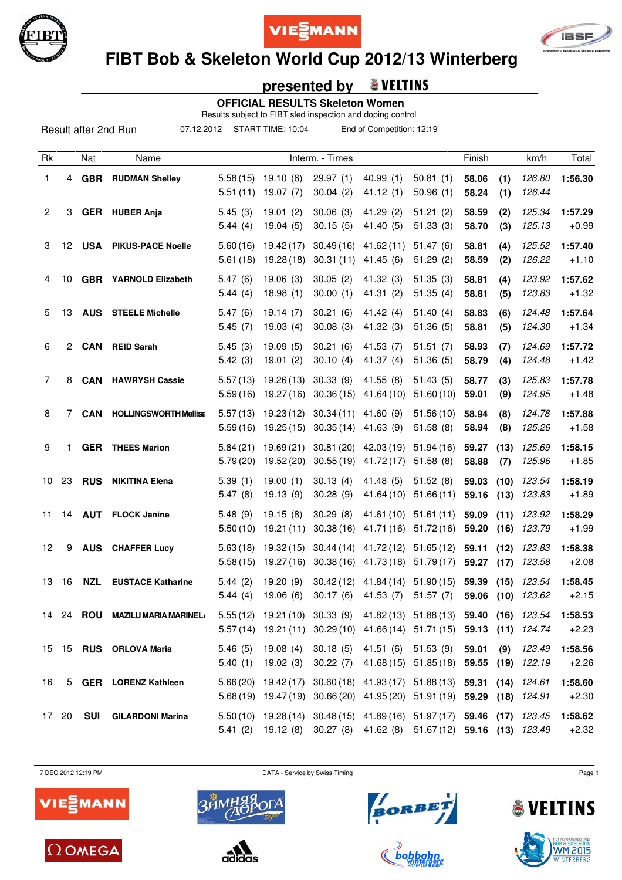# FIBT Bob & Skeleton World Cup 2012/13 Winterberg

## presented by VELTINS

### OFFICIAL RESULTS Skeleton Women

Results subject to FIBT sled inspection and doping control

Result after 2nd Run 07.12.2012 START TIME: 10:04 End of Competition: 12:19

| Rk | | Nat | Name | Interm. - Times | | | | | Finish | | km/h | Total |
|---|---|---|---|---|---|---|---|---|---|---|---|---|
| 1 | 4 | **GBR** | **RUDMAN Shelley** | 5.58 (15) | 19.10 (6) | 29.97 (1) | 40.99 (1) | 50.81 (1) | **58.06** | **(1)** | *126.80* | **1:56.30** |
| | | | | 5.51 (11) | 19.07 (7) | 30.04 (2) | 41.12 (1) | 50.96 (1) | **58.24** | **(1)** | *126.44* | |
| 2 | 3 | **GER** | **HUBER Anja** | 5.45 (3) | 19.01 (2) | 30.06 (3) | 41.29 (2) | 51.21 (2) | **58.59** | **(2)** | *125.34* | **1:57.29** |
| | | | | 5.44 (4) | 19.04 (5) | 30.15 (5) | 41.40 (5) | 51.33 (3) | **58.70** | **(3)** | *125.13* | +0.99 |
| 3 | 12 | **USA** | **PIKUS-PACE Noelle** | 5.60 (16) | 19.42 (17) | 30.49 (16) | 41.62 (11) | 51.47 (6) | **58.81** | **(4)** | *125.52* | **1:57.40** |
| | | | | 5.61 (18) | 19.28 (18) | 30.31 (11) | 41.45 (6) | 51.29 (2) | **58.59** | **(2)** | *126.22* | +1.10 |
| 4 | 10 | **GBR** | **YARNOLD Elizabeth** | 5.47 (6) | 19.06 (3) | 30.05 (2) | 41.32 (3) | 51.35 (3) | **58.81** | **(4)** | *123.92* | **1:57.62** |
| | | | | 5.44 (4) | 18.98 (1) | 30.00 (1) | 41.31 (2) | 51.35 (4) | **58.81** | **(5)** | *123.83* | +1.32 |
| 5 | 13 | **AUS** | **STEELE Michelle** | 5.47 (6) | 19.14 (7) | 30.21 (6) | 41.42 (4) | 51.40 (4) | **58.83** | **(6)** | *124.48* | **1:57.64** |
| | | | | 5.45 (7) | 19.03 (4) | 30.08 (3) | 41.32 (3) | 51.36 (5) | **58.81** | **(5)** | *124.30* | +1.34 |
| 6 | 2 | **CAN** | **REID Sarah** | 5.45 (3) | 19.09 (5) | 30.21 (6) | 41.53 (7) | 51.51 (7) | **58.93** | **(7)** | *124.69* | **1:57.72** |
| | | | | 5.42 (3) | 19.01 (2) | 30.10 (4) | 41.37 (4) | 51.36 (5) | **58.79** | **(4)** | *124.48* | +1.42 |
| 7 | 8 | **CAN** | **HAWRYSH Cassie** | 5.57 (13) | 19.26 (13) | 30.33 (9) | 41.55 (8) | 51.43 (5) | **58.77** | **(3)** | *125.83* | **1:57.78** |
| | | | | 5.59 (16) | 19.27 (16) | 30.36 (15) | 41.64 (10) | 51.60 (10) | **59.01** | **(9)** | *124.95* | +1.48 |
| 8 | 7 | **CAN** | **HOLLINGSWORTH Mellisa** | 5.57 (13) | 19.23 (12) | 30.34 (11) | 41.60 (9) | 51.56 (10) | **58.94** | **(8)** | *124.78* | **1:57.88** |
| | | | | 5.59 (16) | 19.25 (15) | 30.35 (14) | 41.63 (9) | 51.58 (8) | **58.94** | **(8)** | *125.26* | +1.58 |
| 9 | 1 | **GER** | **THEES Marion** | 5.84 (21) | 19.69 (21) | 30.81 (20) | 42.03 (19) | 51.94 (16) | **59.27** | **(13)** | *125.69* | **1:58.15** |
| | | | | 5.79 (20) | 19.52 (20) | 30.55 (19) | 41.72 (17) | 51.58 (8) | **58.88** | **(7)** | *125.96* | +1.85 |
| 10 | 23 | **RUS** | **NIKITINA Elena** | 5.39 (1) | 19.00 (1) | 30.13 (4) | 41.48 (5) | 51.52 (8) | **59.03** | **(10)** | *123.54* | **1:58.19** |
| | | | | 5.47 (8) | 19.13 (9) | 30.28 (9) | 41.64 (10) | 51.66 (11) | **59.16** | **(13)** | *123.83* | +1.89 |
| 11 | 14 | **AUT** | **FLOCK Janine** | 5.48 (9) | 19.15 (8) | 30.29 (8) | 41.61 (10) | 51.61 (11) | **59.09** | **(11)** | *123.92* | **1:58.29** |
| | | | | 5.50 (10) | 19.21 (11) | 30.38 (16) | 41.71 (16) | 51.72 (16) | **59.20** | **(16)** | *123.79* | +1.99 |
| 12 | 9 | **AUS** | **CHAFFER Lucy** | 5.63 (18) | 19.32 (15) | 30.44 (14) | 41.72 (12) | 51.65 (12) | **59.11** | **(12)** | *123.83* | **1:58.38** |
| | | | | 5.58 (15) | 19.27 (16) | 30.38 (16) | 41.73 (18) | 51.79 (17) | **59.27** | **(17)** | *123.58* | +2.08 |
| 13 | 16 | **NZL** | **EUSTACE Katharine** | 5.44 (2) | 19.20 (9) | 30.42 (12) | 41.84 (14) | 51.90 (15) | **59.39** | **(15)** | *123.54* | **1:58.45** |
| | | | | 5.44 (4) | 19.06 (6) | 30.17 (6) | 41.53 (7) | 51.57 (7) | **59.06** | **(10)** | *123.62* | +2.15 |
| 14 | 24 | **ROU** | **MAZILU MARIA MARINELA** | 5.55 (12) | 19.21 (10) | 30.33 (9) | 41.82 (13) | 51.88 (13) | **59.40** | **(16)** | *123.54* | **1:58.53** |
| | | | | 5.57 (14) | 19.21 (11) | 30.29 (10) | 41.66 (14) | 51.71 (15) | **59.13** | **(11)** | *124.74* | +2.23 |
| 15 | 15 | **RUS** | **ORLOVA Maria** | 5.46 (5) | 19.08 (4) | 30.18 (5) | 41.51 (6) | 51.53 (9) | **59.01** | **(9)** | *123.49* | **1:58.56** |
| | | | | 5.40 (1) | 19.02 (3) | 30.22 (7) | 41.68 (15) | 51.85 (18) | **59.55** | **(19)** | *122.19* | +2.26 |
| 16 | 5 | **GER** | **LORENZ Kathleen** | 5.66 (20) | 19.42 (17) | 30.60 (18) | 41.93 (17) | 51.88 (13) | **59.31** | **(14)** | *124.61* | **1:58.60** |
| | | | | 5.68 (19) | 19.47 (19) | 30.66 (20) | 41.95 (20) | 51.91 (19) | **59.29** | **(18)** | *124.91* | +2.30 |
| 17 | 20 | **SUI** | **GILARDONI Marina** | 5.50 (10) | 19.28 (14) | 30.48 (15) | 41.89 (16) | 51.97 (17) | **59.46** | **(17)** | *123.45* | **1:58.62** |
| | | | | 5.41 (2) | 19.12 (8) | 30.27 (8) | 41.62 (8) | 51.67 (12) | **59.16** | **(13)** | *123.49* | +2.32 |

7 DEC 2012 12:19 PM DATA - Service by Swiss Timing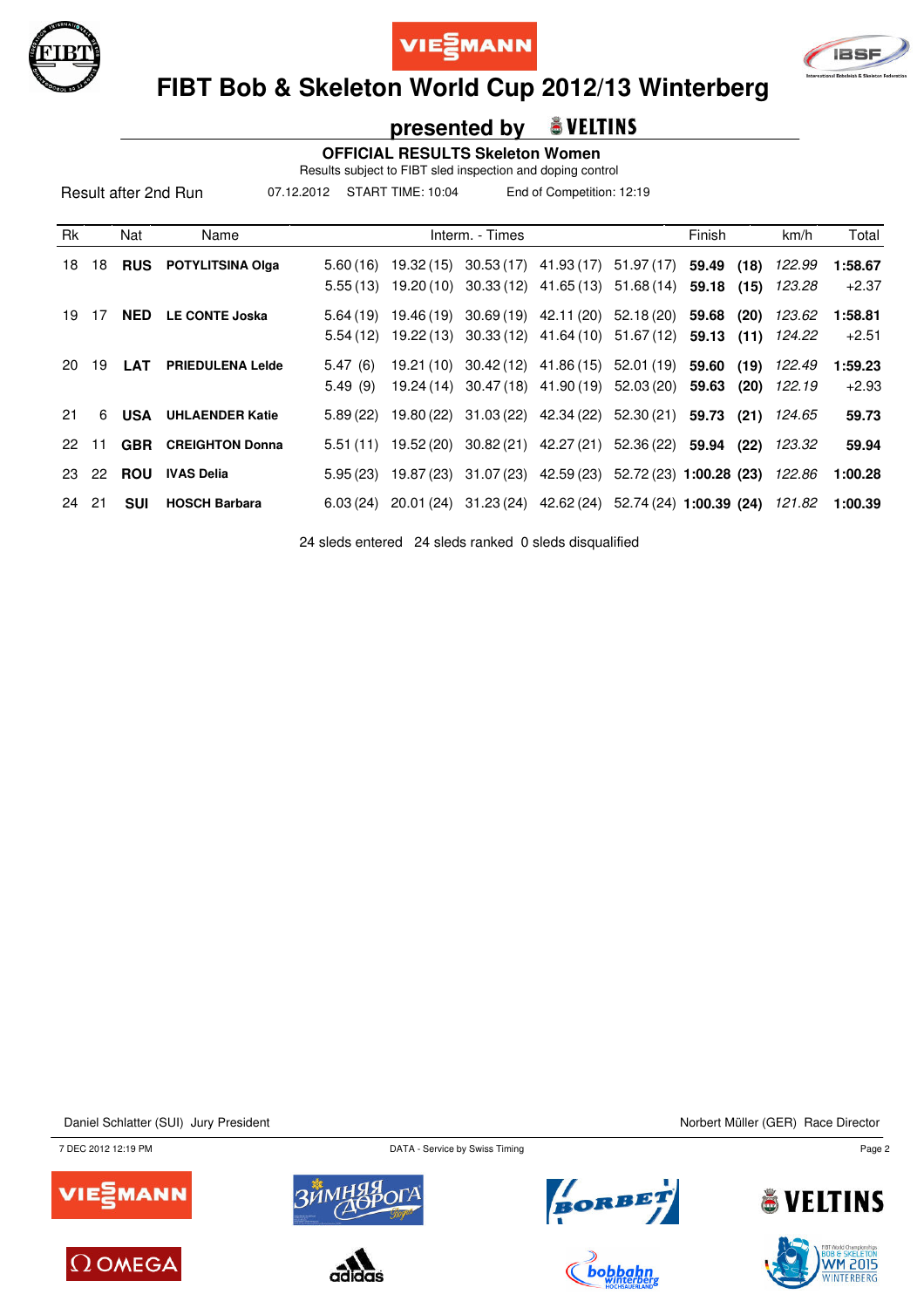# FIBT Bob & Skeleton World Cup 2012/13 Winterberg

## presented by VELTINS

### OFFICIAL RESULTS Skeleton Women

Results subject to FIBT sled inspection and doping control

Result after 2nd Run 07.12.2012 START TIME: 10:04 End of Competition: 12:19

| Rk | | Nat | Name | Interm. - Times | | | | | Finish | | km/h | Total |
|---|---|---|---|---|---|---|---|---|---|---|---|---|
| 18 | 18 | **RUS** | **POTYLITSINA Olga** | 5.60 (16) | 19.32 (15) | 30.53 (17) | 41.93 (17) | 51.97 (17) | **59.49** | **(18)** | *122.99* | **1:58.67** |
| | | | | 5.55 (13) | 19.20 (10) | 30.33 (12) | 41.65 (13) | 51.68 (14) | **59.18** | **(15)** | *123.28* | +2.37 |
| 19 | 17 | **NED** | **LE CONTE Joska** | 5.64 (19) | 19.46 (19) | 30.69 (19) | 42.11 (20) | 52.18 (20) | **59.68** | **(20)** | *123.62* | **1:58.81** |
| | | | | 5.54 (12) | 19.22 (13) | 30.33 (12) | 41.64 (10) | 51.67 (12) | **59.13** | **(11)** | *124.22* | +2.51 |
| 20 | 19 | **LAT** | **PRIEDULENA Lelde** | 5.47 (6) | 19.21 (10) | 30.42 (12) | 41.86 (15) | 52.01 (19) | **59.60** | **(19)** | *122.49* | **1:59.23** |
| | | | | 5.49 (9) | 19.24 (14) | 30.47 (18) | 41.90 (19) | 52.03 (20) | **59.63** | **(20)** | *122.19* | +2.93 |
| 21 | 6 | **USA** | **UHLAENDER Katie** | 5.89 (22) | 19.80 (22) | 31.03 (22) | 42.34 (22) | 52.30 (21) | **59.73** | **(21)** | *124.65* | **59.73** |
| 22 | 11 | **GBR** | **CREIGHTON Donna** | 5.51 (11) | 19.52 (20) | 30.82 (21) | 42.27 (21) | 52.36 (22) | **59.94** | **(22)** | *123.32* | **59.94** |
| 23 | 22 | **ROU** | **IVAS Delia** | 5.95 (23) | 19.87 (23) | 31.07 (23) | 42.59 (23) | 52.72 (23) | **1:00.28** | **(23)** | *122.86* | **1:00.28** |
| 24 | 21 | **SUI** | **HOSCH Barbara** | 6.03 (24) | 20.01 (24) | 31.23 (24) | 42.62 (24) | 52.74 (24) | **1:00.39** | **(24)** | *121.82* | **1:00.39** |

24 sleds entered 24 sleds ranked 0 sleds disqualified

Daniel Schlatter (SUI) Jury President

Norbert Müller (GER) Race Director

7 DEC 2012 12:19 PM

DATA - Service by Swiss Timing